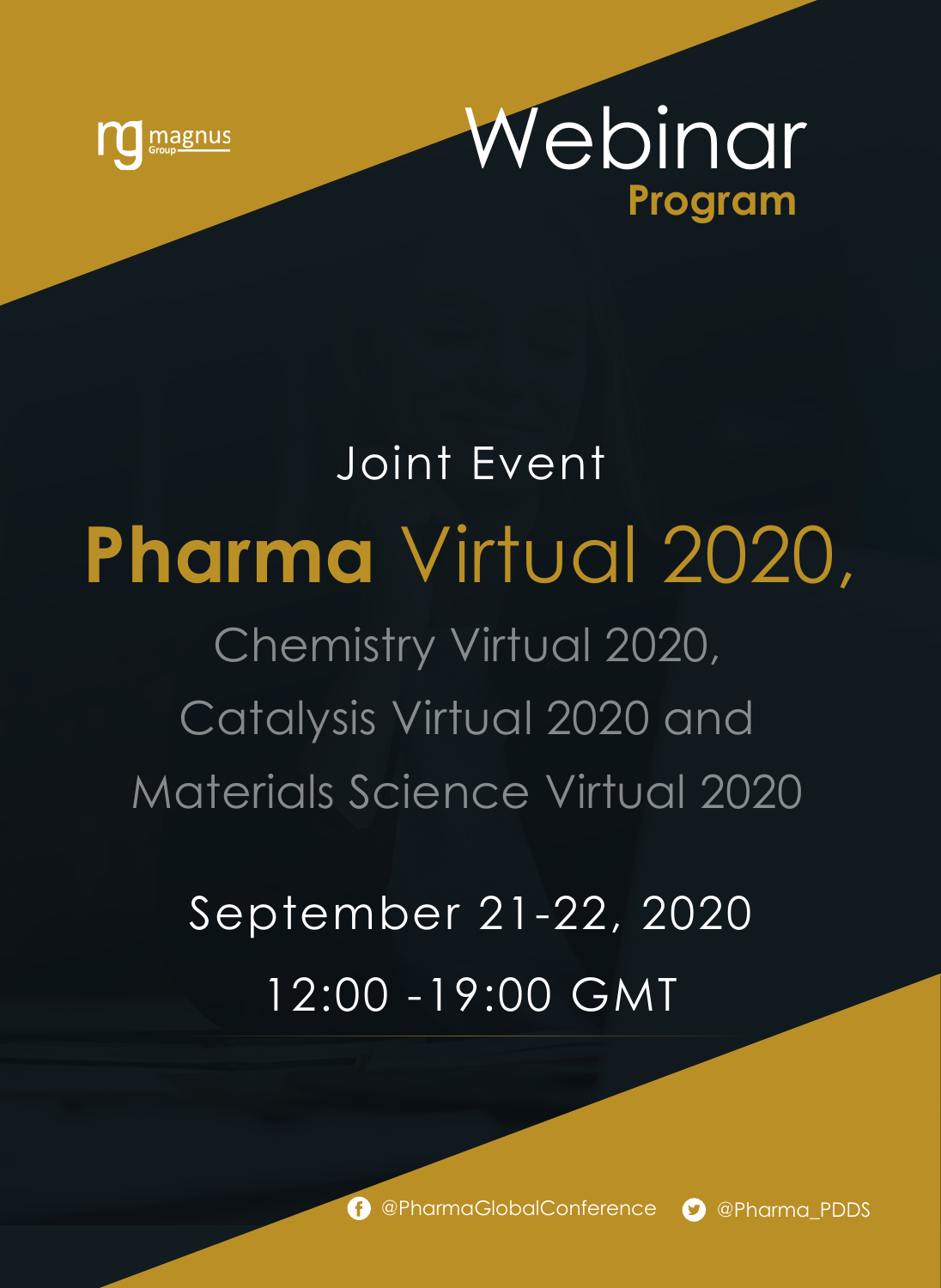magnus Group

# Webinar
## Program

Joint Event

# Pharma Virtual 2020,

## Chemistry Virtual 2020, Catalysis Virtual 2020 and Materials Science Virtual 2020

September 21-22, 2020

12:00 -19:00 GMT

@PharmaGlobalConference @Pharma_PDDS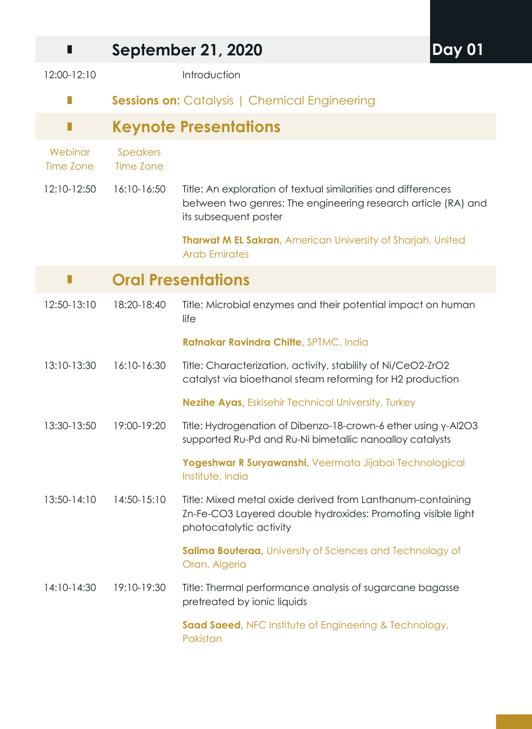## September 21, 2020 — Day 01

| Webinar Time Zone | Speakers Time Zone | |
|---|---|---|
| 12:00-12:10 | | Introduction |

**Sessions on:** Catalysis | Chemical Engineering

## Keynote Presentations

| Webinar Time Zone | Speakers Time Zone | |
|---|---|---|
| 12:10-12:50 | 16:10-16:50 | Title: An exploration of textual similarities and differences between two genres: The engineering research article (RA) and its subsequent poster<br>**Tharwat M EL Sakran,** American University of Sharjah, United Arab Emirates |

## Oral Presentations

| Webinar Time Zone | Speakers Time Zone | |
|---|---|---|
| 12:50-13:10 | 18:20-18:40 | Title: Microbial enzymes and their potential impact on human life<br>**Ratnakar Ravindra Chitte,** SPTMC, India |
| 13:10-13:30 | 16:10-16:30 | Title: Characterization, activity, stability of Ni/$CeO_2$-$ZrO_2$ catalyst via bioethanol steam reforming for $H_2$ production<br>**Nezihe Ayas,** Eskisehir Technical University, Turkey |
| 13:30-13:50 | 19:00-19:20 | Title: Hydrogenation of Dibenzo-18-crown-6 ether using γ-$Al_2O_3$ supported Ru-Pd and Ru-Ni bimetallic nanoalloy catalysts<br>**Yogeshwar R Suryawanshi,** Veermata Jijabai Technological Institute, India |
| 13:50-14:10 | 14:50-15:10 | Title: Mixed metal oxide derived from Lanthanum-containing Zn-Fe-$CO_3$ Layered double hydroxides: Promoting visible light photocatalytic activity<br>**Salima Bouteraa,** University of Sciences and Technology of Oran, Algeria |
| 14:10-14:30 | 19:10-19:30 | Title: Thermal performance analysis of sugarcane bagasse pretreated by ionic liquids<br>**Saad Saeed,** NFC Institute of Engineering & Technology, Pakistan |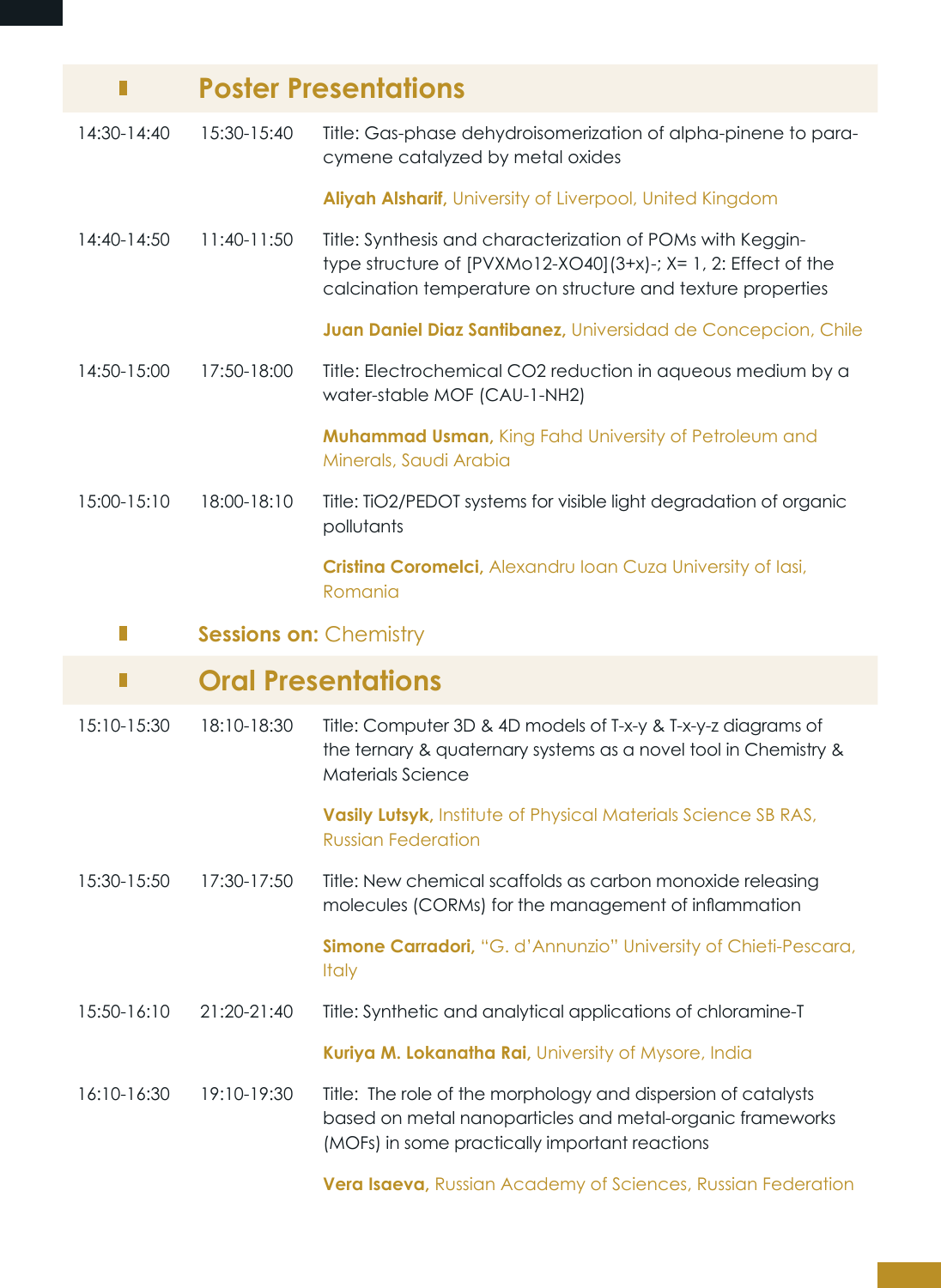## Poster Presentations

| | | |
|---|---|---|
| 14:30-14:40 | 15:30-15:40 | Title: Gas-phase dehydroisomerization of alpha-pinene to para-cymene catalyzed by metal oxides<br><br>**Aliyah Alsharif,** University of Liverpool, United Kingdom |
| 14:40-14:50 | 11:40-11:50 | Title: Synthesis and characterization of POMs with Keggin-type structure of [PVXMo12-XO40](3+x)-; X= 1, 2: Effect of the calcination temperature on structure and texture properties<br><br>**Juan Daniel Diaz Santibanez,** Universidad de Concepcion, Chile |
| 14:50-15:00 | 17:50-18:00 | Title: Electrochemical CO2 reduction in aqueous medium by a water-stable MOF (CAU-1-NH2)<br><br>**Muhammad Usman,** King Fahd University of Petroleum and Minerals, Saudi Arabia |
| 15:00-15:10 | 18:00-18:10 | Title: TiO2/PEDOT systems for visible light degradation of organic pollutants<br><br>**Cristina Coromelci,** Alexandru Ioan Cuza University of Iasi, Romania |

**Sessions on:** Chemistry

## Oral Presentations

| | | |
|---|---|---|
| 15:10-15:30 | 18:10-18:30 | Title: Computer 3D & 4D models of T-x-y & T-x-y-z diagrams of the ternary & quaternary systems as a novel tool in Chemistry & Materials Science<br><br>**Vasily Lutsyk,** Institute of Physical Materials Science SB RAS, Russian Federation |
| 15:30-15:50 | 17:30-17:50 | Title: New chemical scaffolds as carbon monoxide releasing molecules (CORMs) for the management of inflammation<br><br>**Simone Carradori,** "G. d'Annunzio" University of Chieti-Pescara, Italy |
| 15:50-16:10 | 21:20-21:40 | Title: Synthetic and analytical applications of chloramine-T<br><br>**Kuriya M. Lokanatha Rai,** University of Mysore, India |
| 16:10-16:30 | 19:10-19:30 | Title: The role of the morphology and dispersion of catalysts based on metal nanoparticles and metal-organic frameworks (MOFs) in some practically important reactions<br><br>**Vera Isaeva,** Russian Academy of Sciences, Russian Federation |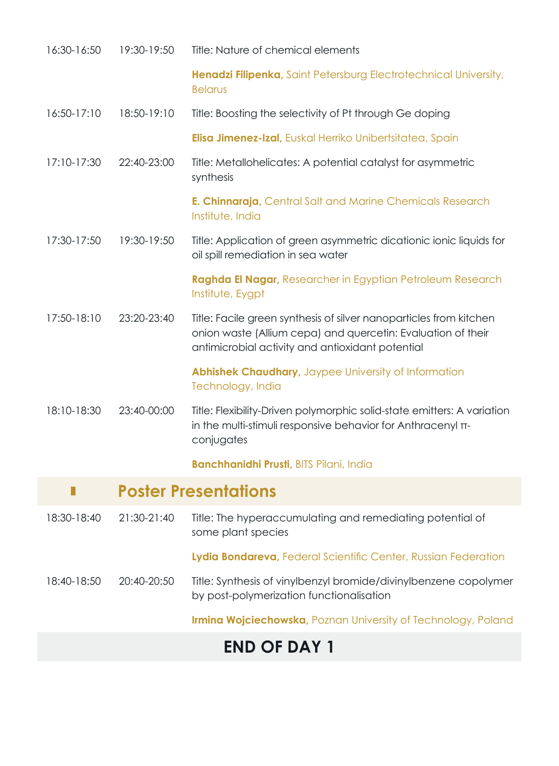| | | |
|---|---|---|
| 16:30-16:50 | 19:30-19:50 | Title: Nature of chemical elements<br><br>**Henadzi Filipenka,** Saint Petersburg Electrotechnical University, Belarus |
| 16:50-17:10 | 18:50-19:10 | Title: Boosting the selectivity of Pt through Ge doping<br><br>**Elisa Jimenez-Izal,** Euskal Herriko Unibertsitatea, Spain |
| 17:10-17:30 | 22:40-23:00 | Title: Metallohelicates: A potential catalyst for asymmetric synthesis<br><br>**E. Chinnaraja,** Central Salt and Marine Chemicals Research Institute, India |
| 17:30-17:50 | 19:30-19:50 | Title: Application of green asymmetric dicationic ionic liquids for oil spill remediation in sea water<br><br>**Raghda El Nagar,** Researcher in Egyptian Petroleum Research Institute, Eygpt |
| 17:50-18:10 | 23:20-23:40 | Title: Facile green synthesis of silver nanoparticles from kitchen onion waste (Allium cepa) and quercetin: Evaluation of their antimicrobial activity and antioxidant potential<br><br>**Abhishek Chaudhary,** Jaypee University of Information Technology, India |
| 18:10-18:30 | 23:40-00:00 | Title: Flexibility-Driven polymorphic solid-state emitters: A variation in the multi-stimuli responsive behavior for Anthracenyl π-conjugates<br><br>**Banchhanidhi Prusti,** BITS Pilani, India |

## Poster Presentations

| | | |
|---|---|---|
| 18:30-18:40 | 21:30-21:40 | Title: The hyperaccumulating and remediating potential of some plant species<br><br>**Lydia Bondareva,** Federal Scientific Center, Russian Federation |
| 18:40-18:50 | 20:40-20:50 | Title: Synthesis of vinylbenzyl bromide/divinylbenzene copolymer by post-polymerization functionalisation<br><br>**Irmina Wojciechowska,** Poznan University of Technology, Poland |

## END OF DAY 1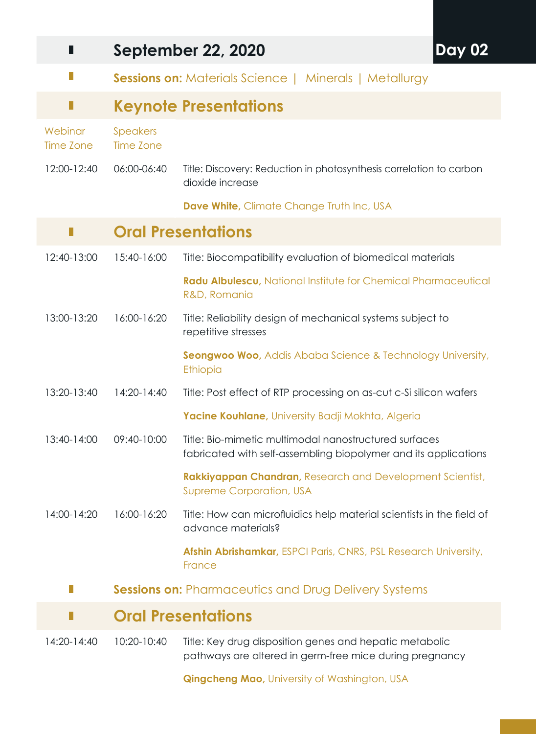## September 22, 2020 — Day 02

**Sessions on:** Materials Science | Minerals | Metallurgy

### Keynote Presentations

| Webinar Time Zone | Speakers Time Zone | |
|---|---|---|
| 12:00-12:40 | 06:00-06:40 | Title: Discovery: Reduction in photosynthesis correlation to carbon dioxide increase<br><br>**Dave White,** Climate Change Truth Inc, USA |

### Oral Presentations

| Webinar Time Zone | Speakers Time Zone | |
|---|---|---|
| 12:40-13:00 | 15:40-16:00 | Title: Biocompatibility evaluation of biomedical materials<br><br>**Radu Albulescu,** National Institute for Chemical Pharmaceutical R&D, Romania |
| 13:00-13:20 | 16:00-16:20 | Title: Reliability design of mechanical systems subject to repetitive stresses<br><br>**Seongwoo Woo,** Addis Ababa Science & Technology University, Ethiopia |
| 13:20-13:40 | 14:20-14:40 | Title: Post effect of RTP processing on as-cut c-Si silicon wafers<br><br>**Yacine Kouhlane,** University Badji Mokhta, Algeria |
| 13:40-14:00 | 09:40-10:00 | Title: Bio-mimetic multimodal nanostructured surfaces fabricated with self-assembling biopolymer and its applications<br><br>**Rakkiyappan Chandran,** Research and Development Scientist, Supreme Corporation, USA |
| 14:00-14:20 | 16:00-16:20 | Title: How can microfluidics help material scientists in the field of advance materials?<br><br>**Afshin Abrishamkar,** ESPCI Paris, CNRS, PSL Research University, France |

**Sessions on:** Pharmaceutics and Drug Delivery Systems

### Oral Presentations

| Webinar Time Zone | Speakers Time Zone | |
|---|---|---|
| 14:20-14:40 | 10:20-10:40 | Title: Key drug disposition genes and hepatic metabolic pathways are altered in germ-free mice during pregnancy<br><br>**Qingcheng Mao,** University of Washington, USA |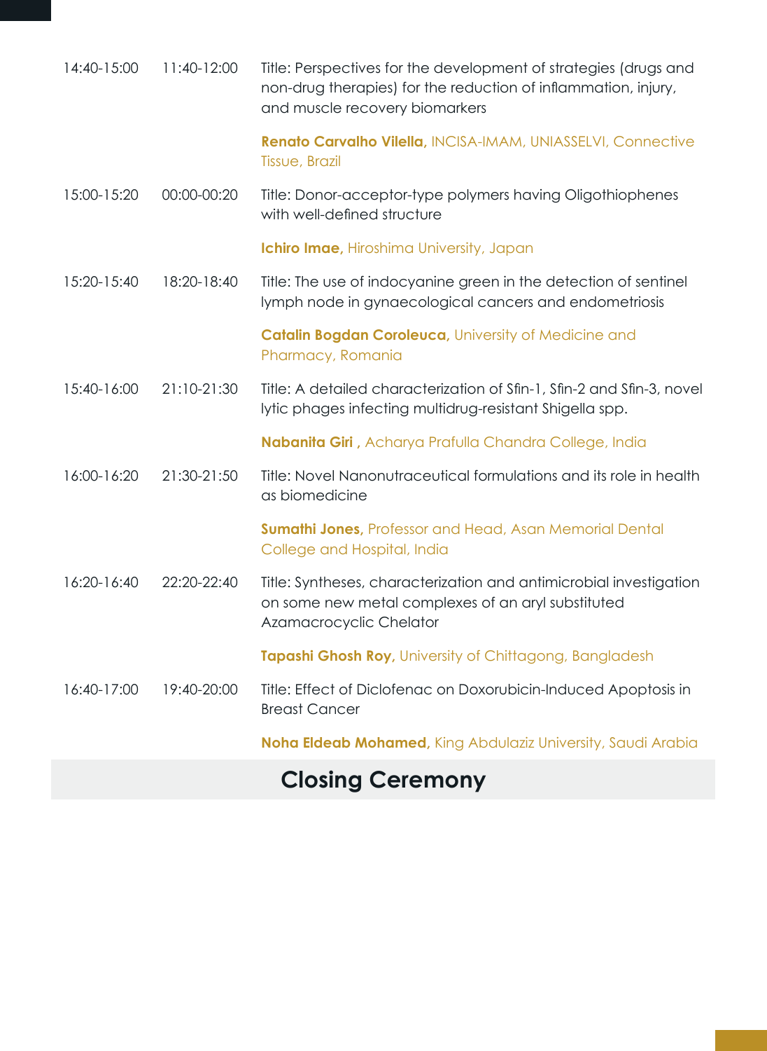| | | |
|---|---|---|
| 14:40-15:00 | 11:40-12:00 | Title: Perspectives for the development of strategies (drugs and non-drug therapies) for the reduction of inflammation, injury, and muscle recovery biomarkers |
| | | **Renato Carvalho Vilella,** INCISA-IMAM, UNIASSELVI, Connective Tissue, Brazil |
| 15:00-15:20 | 00:00-00:20 | Title: Donor-acceptor-type polymers having Oligothiophenes with well-defined structure |
| | | **Ichiro Imae,** Hiroshima University, Japan |
| 15:20-15:40 | 18:20-18:40 | Title: The use of indocyanine green in the detection of sentinel lymph node in gynaecological cancers and endometriosis |
| | | **Catalin Bogdan Coroleuca,** University of Medicine and Pharmacy, Romania |
| 15:40-16:00 | 21:10-21:30 | Title: A detailed characterization of Sfin-1, Sfin-2 and Sfin-3, novel lytic phages infecting multidrug-resistant Shigella spp. |
| | | **Nabanita Giri ,** Acharya Prafulla Chandra College, India |
| 16:00-16:20 | 21:30-21:50 | Title: Novel Nanonutraceutical formulations and its role in health as biomedicine |
| | | **Sumathi Jones,** Professor and Head, Asan Memorial Dental College and Hospital, India |
| 16:20-16:40 | 22:20-22:40 | Title: Syntheses, characterization and antimicrobial investigation on some new metal complexes of an aryl substituted Azamacrocyclic Chelator |
| | | **Tapashi Ghosh Roy,** University of Chittagong, Bangladesh |
| 16:40-17:00 | 19:40-20:00 | Title: Effect of Diclofenac on Doxorubicin-Induced Apoptosis in Breast Cancer |
| | | **Noha Eldeab Mohamed,** King Abdulaziz University, Saudi Arabia |

## Closing Ceremony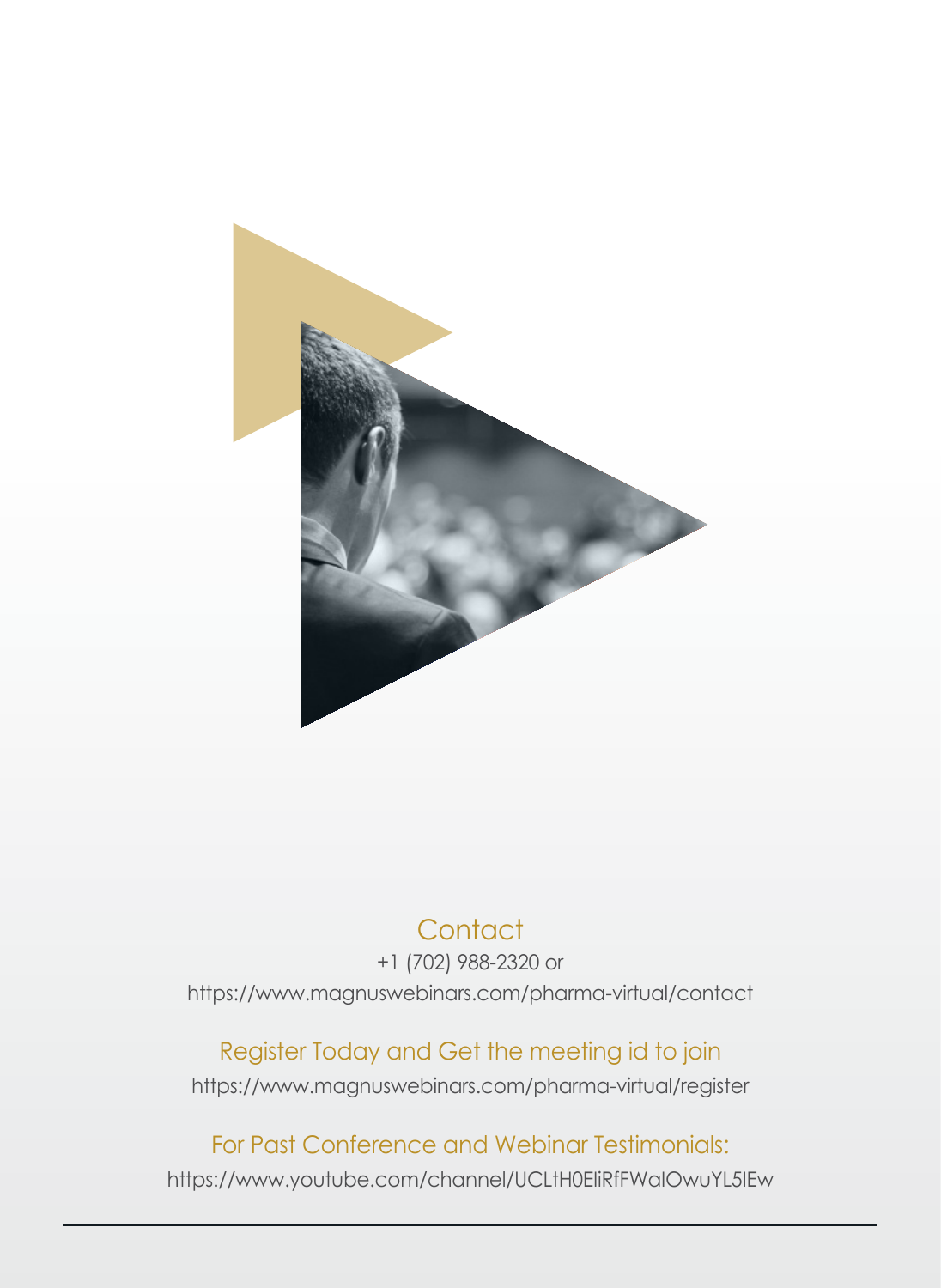## Contact

+1 (702) 988-2320 or

https://www.magnuswebinars.com/pharma-virtual/contact

## Register Today and Get the meeting id to join

https://www.magnuswebinars.com/pharma-virtual/register

## For Past Conference and Webinar Testimonials:

https://www.youtube.com/channel/UCLtH0EliRfFWaIOwuYL5IEw